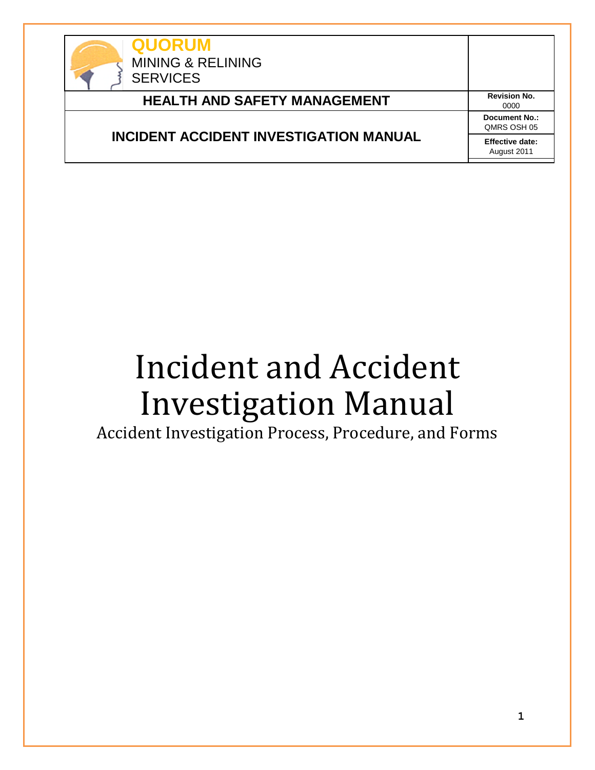| QUORUM MINING & RELINING SERVICES | |
|---|---|
| **HEALTH AND SAFETY MANAGEMENT** | **Revision No.** 0000 |
| **INCIDENT ACCIDENT INVESTIGATION MANUAL** | **Document No.:** QMRS OSH 05 |
| | **Effective date:** August 2011 |

# Incident and Accident Investigation Manual

## Accident Investigation Process, Procedure, and Forms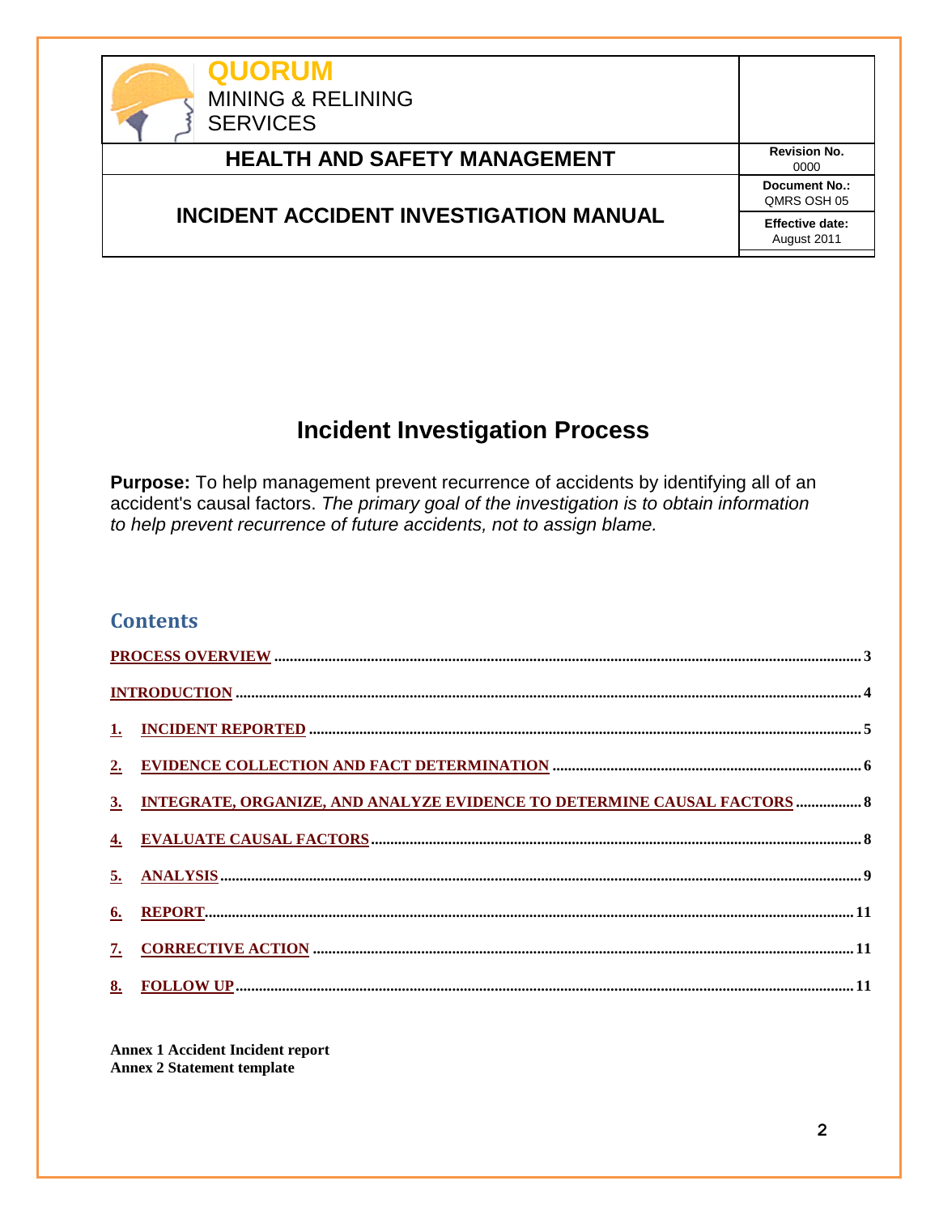| QUORUM MINING & RELINING SERVICES | |
|---|---|
| **HEALTH AND SAFETY MANAGEMENT** | **Revision No.** 0000 |
| **INCIDENT ACCIDENT INVESTIGATION MANUAL** | **Document No.:** QMRS OSH 05 |
| | **Effective date:** August 2011 |

# Incident Investigation Process

**Purpose:** To help management prevent recurrence of accidents by identifying all of an accident's causal factors. *The primary goal of the investigation is to obtain information to help prevent recurrence of future accidents, not to assign blame.*

## Contents

PROCESS OVERVIEW ..... 3

INTRODUCTION ..... 4

1. INCIDENT REPORTED ..... 5
2. EVIDENCE COLLECTION AND FACT DETERMINATION ..... 6
3. INTEGRATE, ORGANIZE, AND ANALYZE EVIDENCE TO DETERMINE CAUSAL FACTORS ..... 8
4. EVALUATE CAUSAL FACTORS ..... 8
5. ANALYSIS ..... 9
6. REPORT ..... 11
7. CORRECTIVE ACTION ..... 11
8. FOLLOW UP ..... 11

**Annex 1 Accident Incident report**
**Annex 2 Statement template**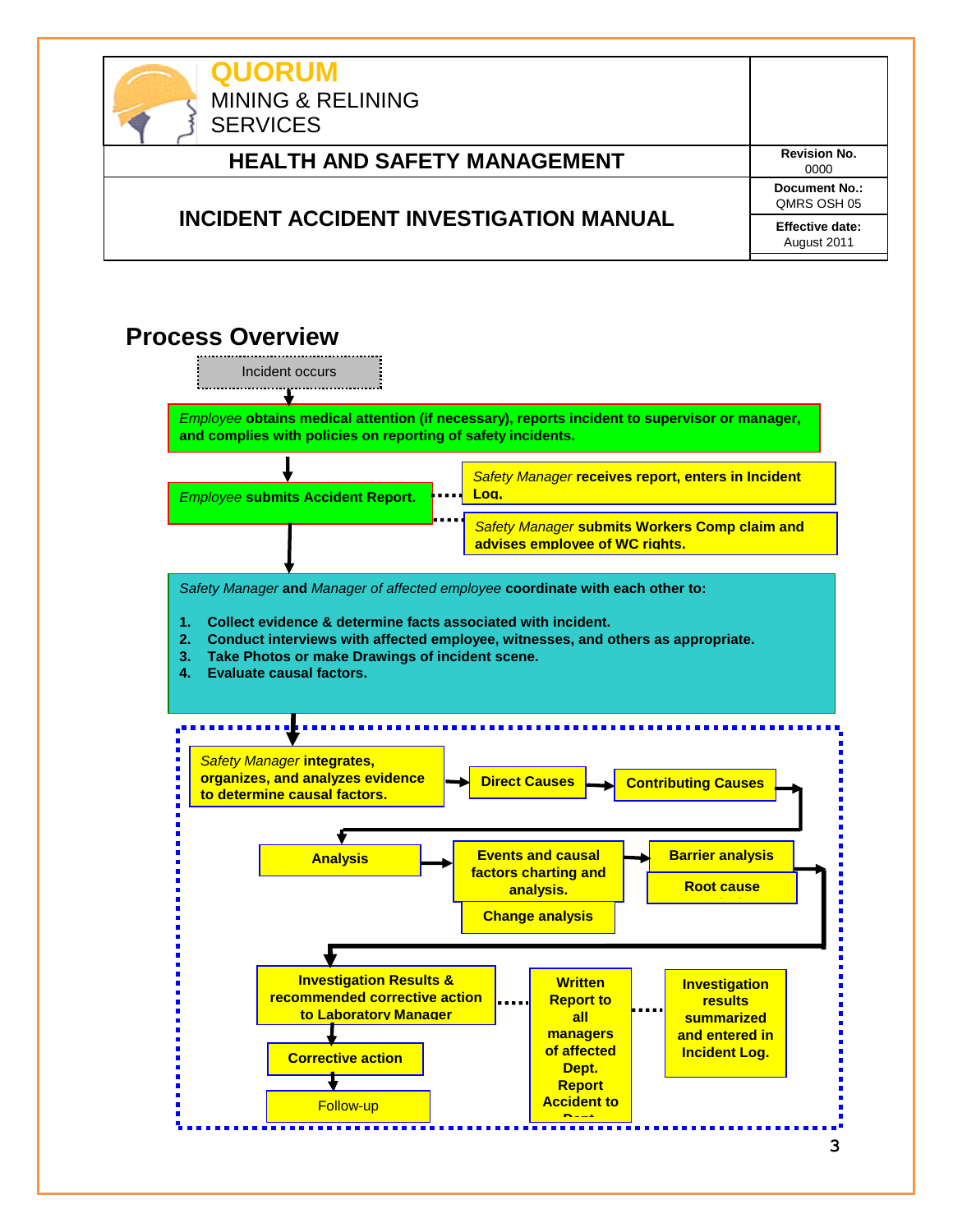**QUORUM**
MINING & RELINING
SERVICES

| HEALTH AND SAFETY MANAGEMENT | Revision No. 0000 |
|---|---|
| INCIDENT ACCIDENT INVESTIGATION MANUAL | Document No.: QMRS OSH 05 |
| | Effective date: August 2011 |

## Process Overview

Incident occurs

*Employee* **obtains medical attention (if necessary), reports incident to supervisor or manager, and complies with policies on reporting of safety incidents.**

*Employee* **submits Accident Report.**

*Safety Manager* **receives report, enters in Incident Log.**

*Safety Manager* **submits Workers Comp claim and advises employee of WC rights.**

*Safety Manager* **and** *Manager of affected employee* **coordinate with each other to:**

1. **Collect evidence & determine facts associated with incident.**
2. **Conduct interviews with affected employee, witnesses, and others as appropriate.**
3. **Take Photos or make Drawings of incident scene.**
4. **Evaluate causal factors.**

*Safety Manager* **integrates, organizes, and analyzes evidence to determine causal factors.**

**Direct Causes**

**Contributing Causes**

**Analysis**

**Events and causal factors charting and analysis.**

**Barrier analysis**

**Root cause**

**Change analysis**

**Investigation Results & recommended corrective action to Laboratory Manager**

**Corrective action**

Follow-up

**Written Report to all managers of affected Dept. Report Accident to Dept.**

**Investigation results summarized and entered in Incident Log.**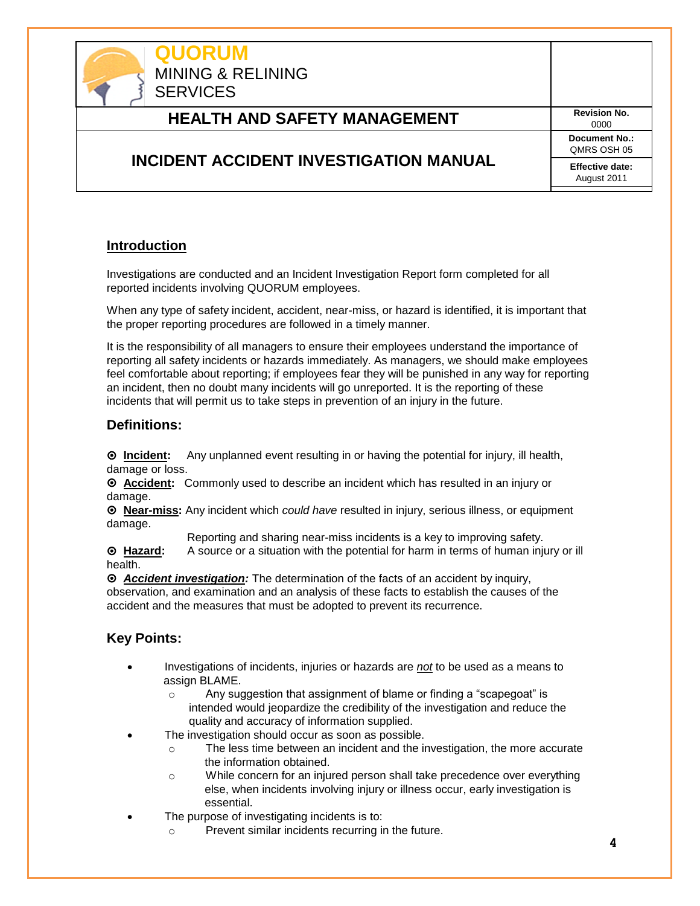| QUORUM MINING & RELINING SERVICES | |
|---|---|
| **HEALTH AND SAFETY MANAGEMENT** | **Revision No.** 0000 |
| **INCIDENT ACCIDENT INVESTIGATION MANUAL** | **Document No.:** QMRS OSH 05 |
| | **Effective date:** August 2011 |

## Introduction

Investigations are conducted and an Incident Investigation Report form completed for all reported incidents involving QUORUM employees.

When any type of safety incident, accident, near-miss, or hazard is identified, it is important that the proper reporting procedures are followed in a timely manner.

It is the responsibility of all managers to ensure their employees understand the importance of reporting all safety incidents or hazards immediately. As managers, we should make employees feel comfortable about reporting; if employees fear they will be punished in any way for reporting an incident, then no doubt many incidents will go unreported. It is the reporting of these incidents that will permit us to take steps in prevention of an injury in the future.

## Definitions:

- **Incident:** Any unplanned event resulting in or having the potential for injury, ill health, damage or loss.
- **Accident:** Commonly used to describe an incident which has resulted in an injury or damage.
- **Near-miss:** Any incident which *could have* resulted in injury, serious illness, or equipment damage.

  Reporting and sharing near-miss incidents is a key to improving safety.
- **Hazard:** A source or a situation with the potential for harm in terms of human injury or ill health.
- ***Accident investigation:*** The determination of the facts of an accident by inquiry, observation, and examination and an analysis of these facts to establish the causes of the accident and the measures that must be adopted to prevent its recurrence.

## Key Points:

- Investigations of incidents, injuries or hazards are *not* to be used as a means to assign BLAME.
  - Any suggestion that assignment of blame or finding a "scapegoat" is intended would jeopardize the credibility of the investigation and reduce the quality and accuracy of information supplied.
- The investigation should occur as soon as possible.
  - The less time between an incident and the investigation, the more accurate the information obtained.
  - While concern for an injured person shall take precedence over everything else, when incidents involving injury or illness occur, early investigation is essential.
- The purpose of investigating incidents is to:
  - Prevent similar incidents recurring in the future.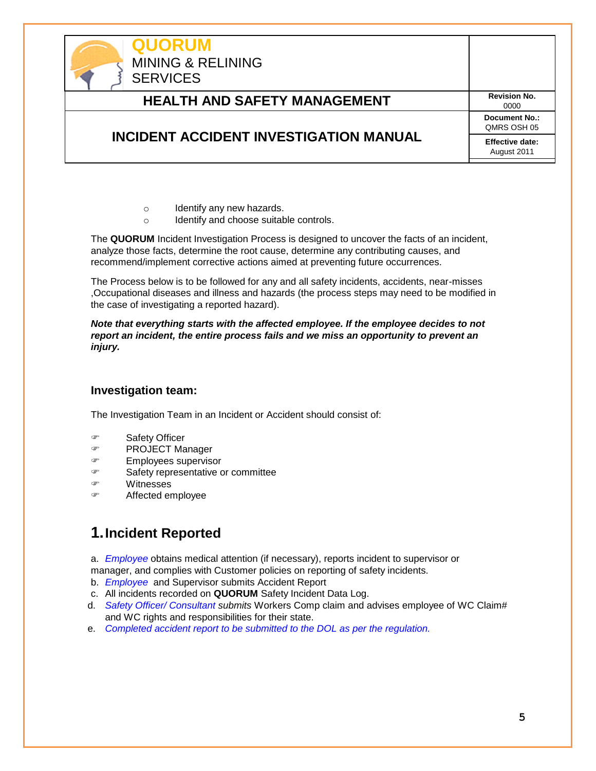- Identify any new hazards.
- Identify and choose suitable controls.

The **QUORUM** Incident Investigation Process is designed to uncover the facts of an incident, analyze those facts, determine the root cause, determine any contributing causes, and recommend/implement corrective actions aimed at preventing future occurrences.

The Process below is to be followed for any and all safety incidents, accidents, near-misses ,Occupational diseases and illness and hazards (the process steps may need to be modified in the case of investigating a reported hazard).

***Note that everything starts with the affected employee. If the employee decides to not report an incident, the entire process fails and we miss an opportunity to prevent an injury.***

### Investigation team:

The Investigation Team in an Incident or Accident should consist of:

- Safety Officer
- PROJECT Manager
- Employees supervisor
- Safety representative or committee
- Witnesses
- Affected employee

## 1. Incident Reported

a. *Employee* obtains medical attention (if necessary), reports incident to supervisor or manager, and complies with Customer policies on reporting of safety incidents.
b. *Employee* and Supervisor submits Accident Report
c. All incidents recorded on **QUORUM** Safety Incident Data Log.
d. *Safety Officer/ Consultant submits* Workers Comp claim and advises employee of WC Claim# and WC rights and responsibilities for their state.
e. *Completed accident report to be submitted to the DOL as per the regulation.*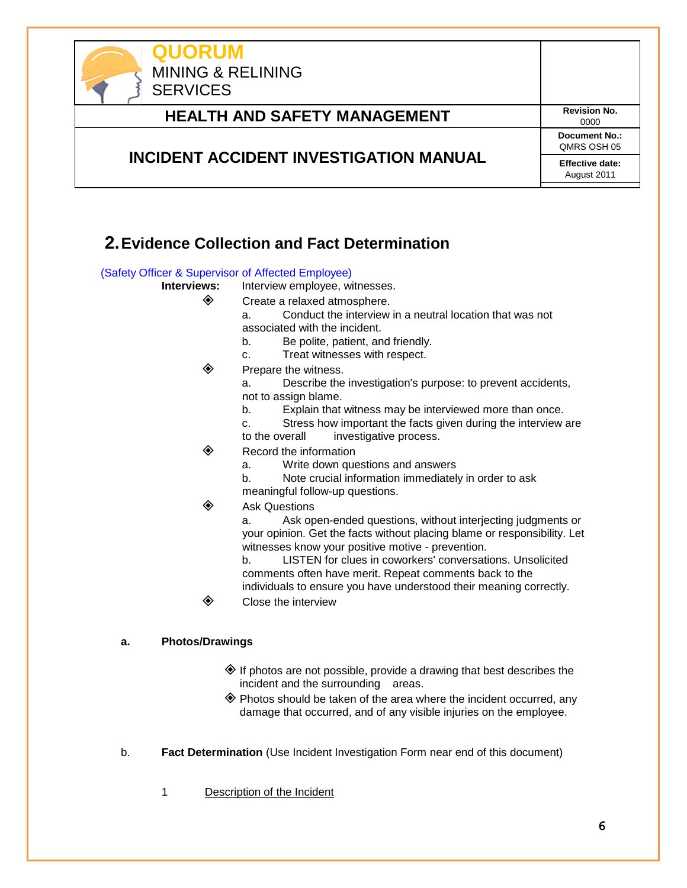## 2. Evidence Collection and Fact Determination

(Safety Officer & Supervisor of Affected Employee)

**Interviews:** Interview employee, witnesses.

- Create a relaxed atmosphere.
  - a. Conduct the interview in a neutral location that was not associated with the incident.
  - b. Be polite, patient, and friendly.
  - c. Treat witnesses with respect.
- Prepare the witness.
  - a. Describe the investigation's purpose: to prevent accidents, not to assign blame.
  - b. Explain that witness may be interviewed more than once.
  - c. Stress how important the facts given during the interview are to the overall investigative process.
- Record the information
  - a. Write down questions and answers
  - b. Note crucial information immediately in order to ask meaningful follow-up questions.
- Ask Questions
  - a. Ask open-ended questions, without interjecting judgments or your opinion. Get the facts without placing blame or responsibility. Let witnesses know your positive motive - prevention.
  - b. LISTEN for clues in coworkers' conversations. Unsolicited comments often have merit. Repeat comments back to the individuals to ensure you have understood their meaning correctly.
- Close the interview

**a. Photos/Drawings**

- If photos are not possible, provide a drawing that best describes the incident and the surrounding areas.
- Photos should be taken of the area where the incident occurred, any damage that occurred, and of any visible injuries on the employee.

b. **Fact Determination** (Use Incident Investigation Form near end of this document)

1 <u>Description of the Incident</u>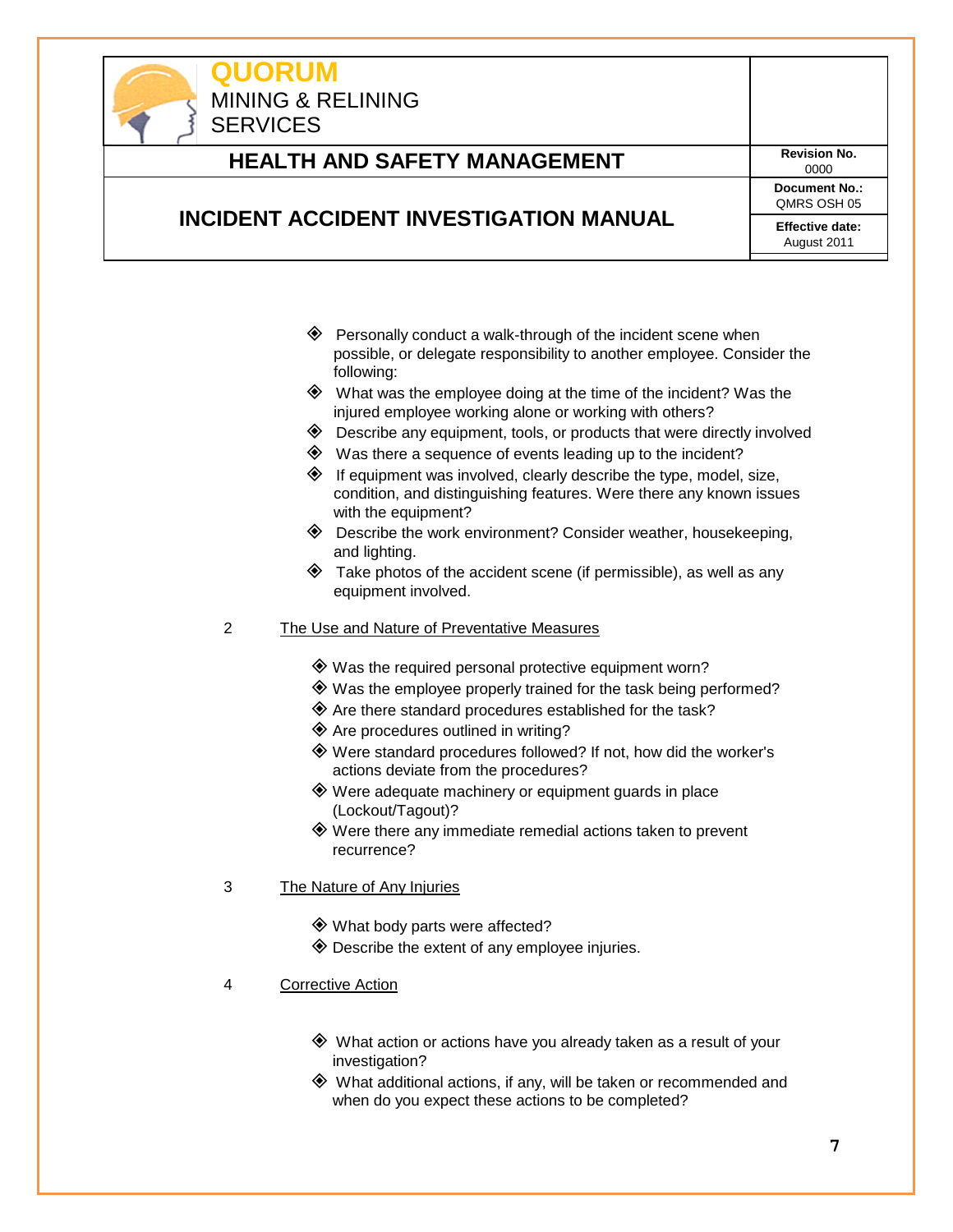- Personally conduct a walk-through of the incident scene when possible, or delegate responsibility to another employee. Consider the following:
- What was the employee doing at the time of the incident? Was the injured employee working alone or working with others?
- Describe any equipment, tools, or products that were directly involved
- Was there a sequence of events leading up to the incident?
- If equipment was involved, clearly describe the type, model, size, condition, and distinguishing features. Were there any known issues with the equipment?
- Describe the work environment? Consider weather, housekeeping, and lighting.
- Take photos of the accident scene (if permissible), as well as any equipment involved.

2 The Use and Nature of Preventative Measures

- Was the required personal protective equipment worn?
- Was the employee properly trained for the task being performed?
- Are there standard procedures established for the task?
- Are procedures outlined in writing?
- Were standard procedures followed? If not, how did the worker's actions deviate from the procedures?
- Were adequate machinery or equipment guards in place (Lockout/Tagout)?
- Were there any immediate remedial actions taken to prevent recurrence?

3 The Nature of Any Injuries

- What body parts were affected?
- Describe the extent of any employee injuries.

4 Corrective Action

- What action or actions have you already taken as a result of your investigation?
- What additional actions, if any, will be taken or recommended and when do you expect these actions to be completed?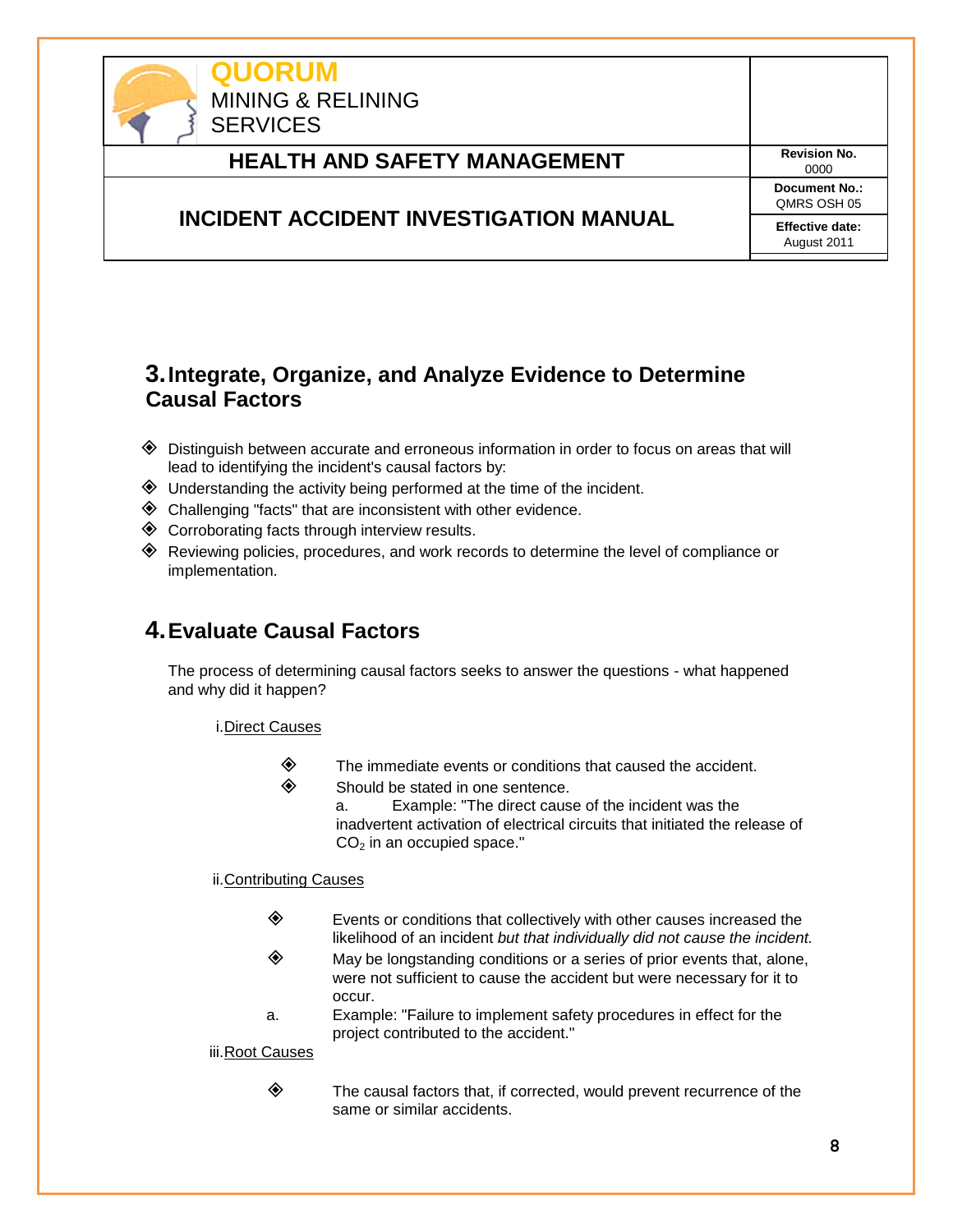## 3. Integrate, Organize, and Analyze Evidence to Determine Causal Factors

- Distinguish between accurate and erroneous information in order to focus on areas that will lead to identifying the incident's causal factors by:
- Understanding the activity being performed at the time of the incident.
- Challenging "facts" that are inconsistent with other evidence.
- Corroborating facts through interview results.
- Reviewing policies, procedures, and work records to determine the level of compliance or implementation.

## 4. Evaluate Causal Factors

The process of determining causal factors seeks to answer the questions - what happened and why did it happen?

i. Direct Causes

- The immediate events or conditions that caused the accident.
- Should be stated in one sentence.
  a. Example: "The direct cause of the incident was the inadvertent activation of electrical circuits that initiated the release of $CO_2$ in an occupied space."

ii. Contributing Causes

- Events or conditions that collectively with other causes increased the likelihood of an incident *but that individually did not cause the incident.*
- May be longstanding conditions or a series of prior events that, alone, were not sufficient to cause the accident but were necessary for it to occur.

a. Example: "Failure to implement safety procedures in effect for the project contributed to the accident."

iii. Root Causes

- The causal factors that, if corrected, would prevent recurrence of the same or similar accidents.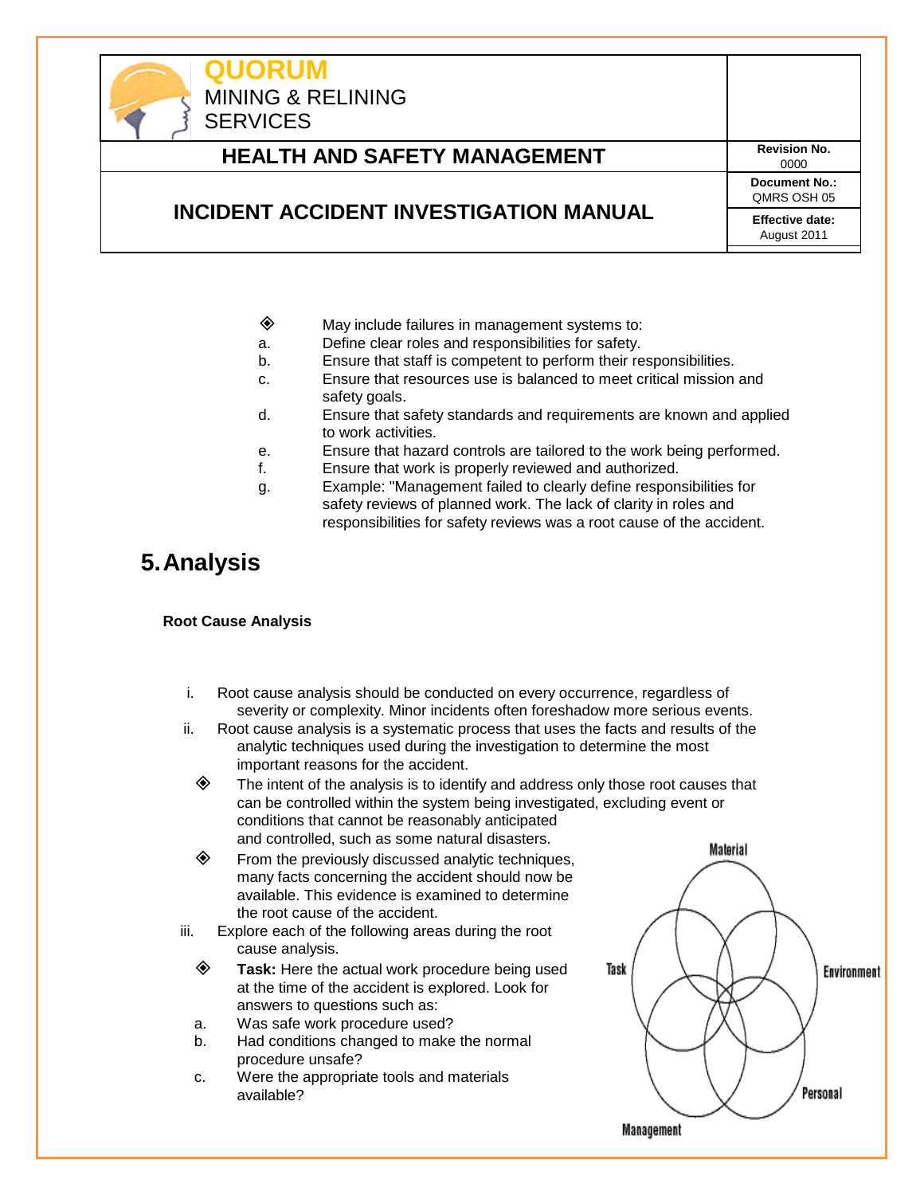- May include failures in management systems to:
  - a. Define clear roles and responsibilities for safety.
  - b. Ensure that staff is competent to perform their responsibilities.
  - c. Ensure that resources use is balanced to meet critical mission and safety goals.
  - d. Ensure that safety standards and requirements are known and applied to work activities.
  - e. Ensure that hazard controls are tailored to the work being performed.
  - f. Ensure that work is properly reviewed and authorized.
  - g. Example: "Management failed to clearly define responsibilities for safety reviews of planned work. The lack of clarity in roles and responsibilities for safety reviews was a root cause of the accident.

# 5. Analysis

**Root Cause Analysis**

i. Root cause analysis should be conducted on every occurrence, regardless of severity or complexity. Minor incidents often foreshadow more serious events.

ii. Root cause analysis is a systematic process that uses the facts and results of the analytic techniques used during the investigation to determine the most important reasons for the accident.

- The intent of the analysis is to identify and address only those root causes that can be controlled within the system being investigated, excluding event or conditions that cannot be reasonably anticipated and controlled, such as some natural disasters.
- From the previously discussed analytic techniques, many facts concerning the accident should now be available. This evidence is examined to determine the root cause of the accident.

iii. Explore each of the following areas during the root cause analysis.

- **Task:** Here the actual work procedure being used at the time of the accident is explored. Look for answers to questions such as:
  - a. Was safe work procedure used?
  - b. Had conditions changed to make the normal procedure unsafe?
  - c. Were the appropriate tools and materials available?

Material | Task | Environment | Personal | Management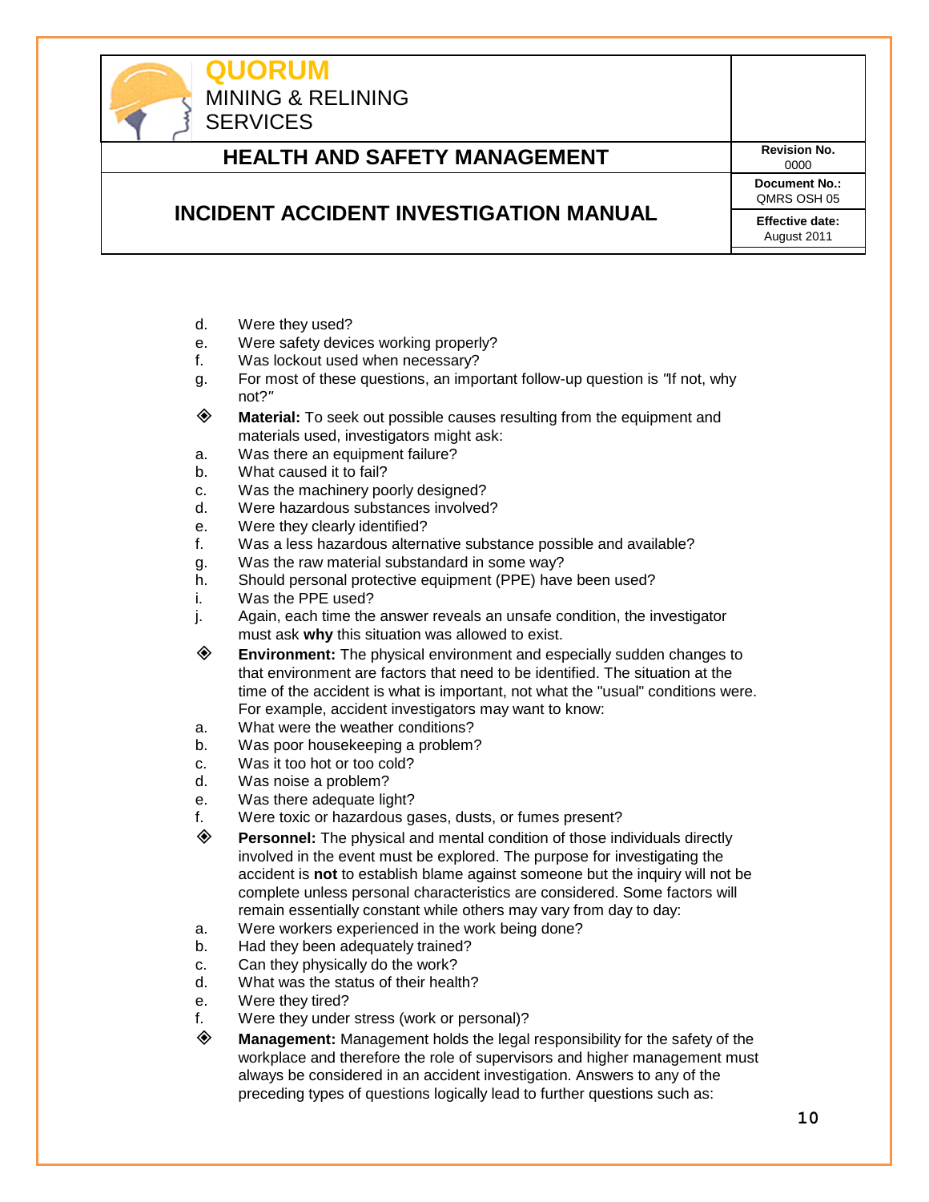d. Were they used?
e. Were safety devices working properly?
f. Was lockout used when necessary?
g. For most of these questions, an important follow-up question is "If not, why not?"

- **Material:** To seek out possible causes resulting from the equipment and materials used, investigators might ask:

a. Was there an equipment failure?
b. What caused it to fail?
c. Was the machinery poorly designed?
d. Were hazardous substances involved?
e. Were they clearly identified?
f. Was a less hazardous alternative substance possible and available?
g. Was the raw material substandard in some way?
h. Should personal protective equipment (PPE) have been used?
i. Was the PPE used?
j. Again, each time the answer reveals an unsafe condition, the investigator must ask **why** this situation was allowed to exist.

- **Environment:** The physical environment and especially sudden changes to that environment are factors that need to be identified. The situation at the time of the accident is what is important, not what the "usual" conditions were. For example, accident investigators may want to know:

a. What were the weather conditions?
b. Was poor housekeeping a problem?
c. Was it too hot or too cold?
d. Was noise a problem?
e. Was there adequate light?
f. Were toxic or hazardous gases, dusts, or fumes present?

- **Personnel:** The physical and mental condition of those individuals directly involved in the event must be explored. The purpose for investigating the accident is **not** to establish blame against someone but the inquiry will not be complete unless personal characteristics are considered. Some factors will remain essentially constant while others may vary from day to day:

a. Were workers experienced in the work being done?
b. Had they been adequately trained?
c. Can they physically do the work?
d. What was the status of their health?
e. Were they tired?
f. Were they under stress (work or personal)?

- **Management:** Management holds the legal responsibility for the safety of the workplace and therefore the role of supervisors and higher management must always be considered in an accident investigation. Answers to any of the preceding types of questions logically lead to further questions such as: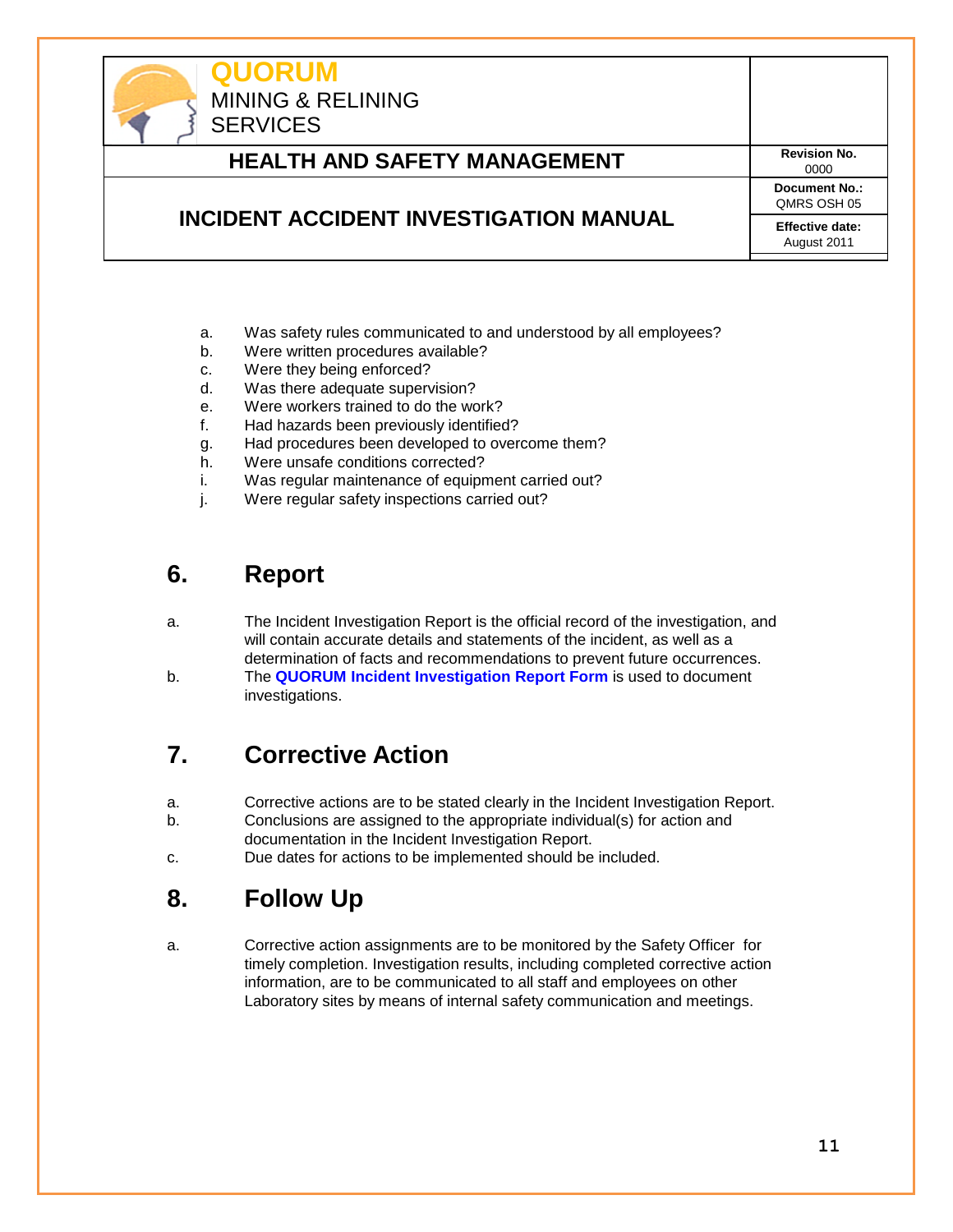a. Was safety rules communicated to and understood by all employees?
b. Were written procedures available?
c. Were they being enforced?
d. Was there adequate supervision?
e. Were workers trained to do the work?
f. Had hazards been previously identified?
g. Had procedures been developed to overcome them?
h. Were unsafe conditions corrected?
i. Was regular maintenance of equipment carried out?
j. Were regular safety inspections carried out?

## 6. Report

a. The Incident Investigation Report is the official record of the investigation, and will contain accurate details and statements of the incident, as well as a determination of facts and recommendations to prevent future occurrences.

b. The **QUORUM Incident Investigation Report Form** is used to document investigations.

## 7. Corrective Action

a. Corrective actions are to be stated clearly in the Incident Investigation Report.

b. Conclusions are assigned to the appropriate individual(s) for action and documentation in the Incident Investigation Report.

c. Due dates for actions to be implemented should be included.

## 8. Follow Up

a. Corrective action assignments are to be monitored by the Safety Officer for timely completion. Investigation results, including completed corrective action information, are to be communicated to all staff and employees on other Laboratory sites by means of internal safety communication and meetings.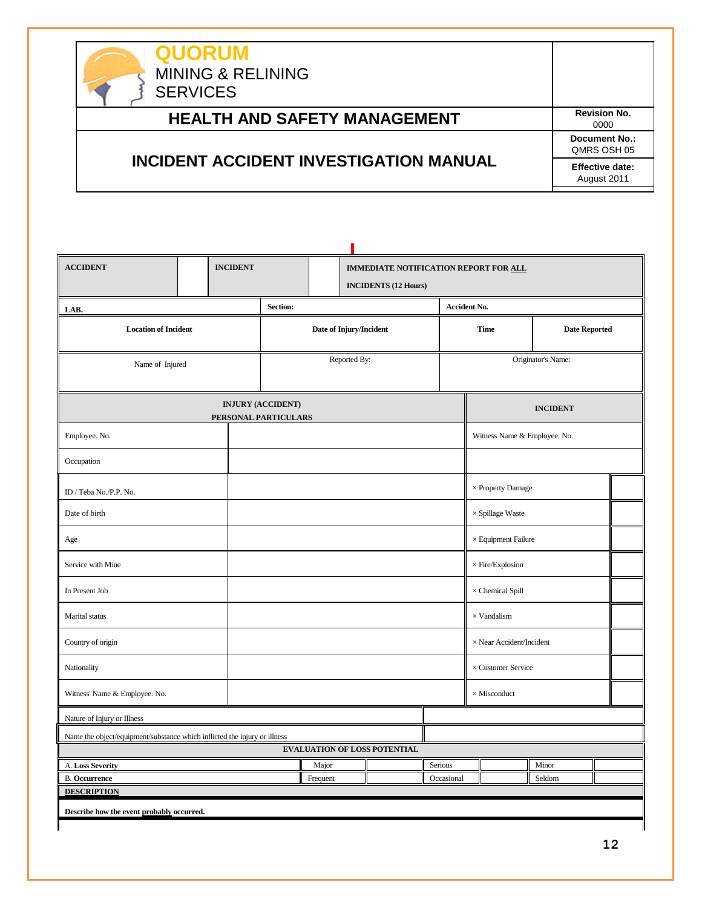| QUORUM MINING & RELINING SERVICES | |
|---|---|
| **HEALTH AND SAFETY MANAGEMENT** | **Revision No.** 0000 |
| **INCIDENT ACCIDENT INVESTIGATION MANUAL** | **Document No.:** QMRS OSH 05 |
| | **Effective date:** August 2011 |

| **ACCIDENT** | | **INCIDENT** | | **IMMEDIATE NOTIFICATION REPORT FOR ALL INCIDENTS (12 Hours)** |
|---|---|---|---|---|

| **LAB.** | **Section:** | **Accident No.** | |
|---|---|---|---|
| **Location of Incident** | **Date of Injury/Incident** | **Time** | **Date Reported** |
| Name of Injured | Reported By: | Originator's Name: | |

| **INJURY (ACCIDENT) PERSONAL PARTICULARS** | | **INCIDENT** | |
|---|---|---|---|
| Employee. No. | | Witness Name & Employee. No. | |
| Occupation | | | |
| ID / Teba No./P.P. No. | | × Property Damage | |
| Date of birth | | × Spillage Waste | |
| Age | | × Equipment Failure | |
| Service with Mine | | × Fire/Explosion | |
| In Present Job | | × Chemical Spill | |
| Marital status | | × Vandalism | |
| Country of origin | | × Near Accident/Incident | |
| Nationality | | × Customer Service | |
| Witness' Name & Employee. No. | | × Misconduct | |

| Nature of Injury or Illness | |
|---|---|
| Name the object/equipment/substance which inflicted the injury or illness | |

| **EVALUATION OF LOSS POTENTIAL** | | | | | | | |
|---|---|---|---|---|---|---|---|
| A. **Loss Severity** | Major | | Serious | | Minor | | |
| B. **Occurrence** | Frequent | | Occasional | | Seldom | | |

**DESCRIPTION**

**Describe how the event probably occurred.**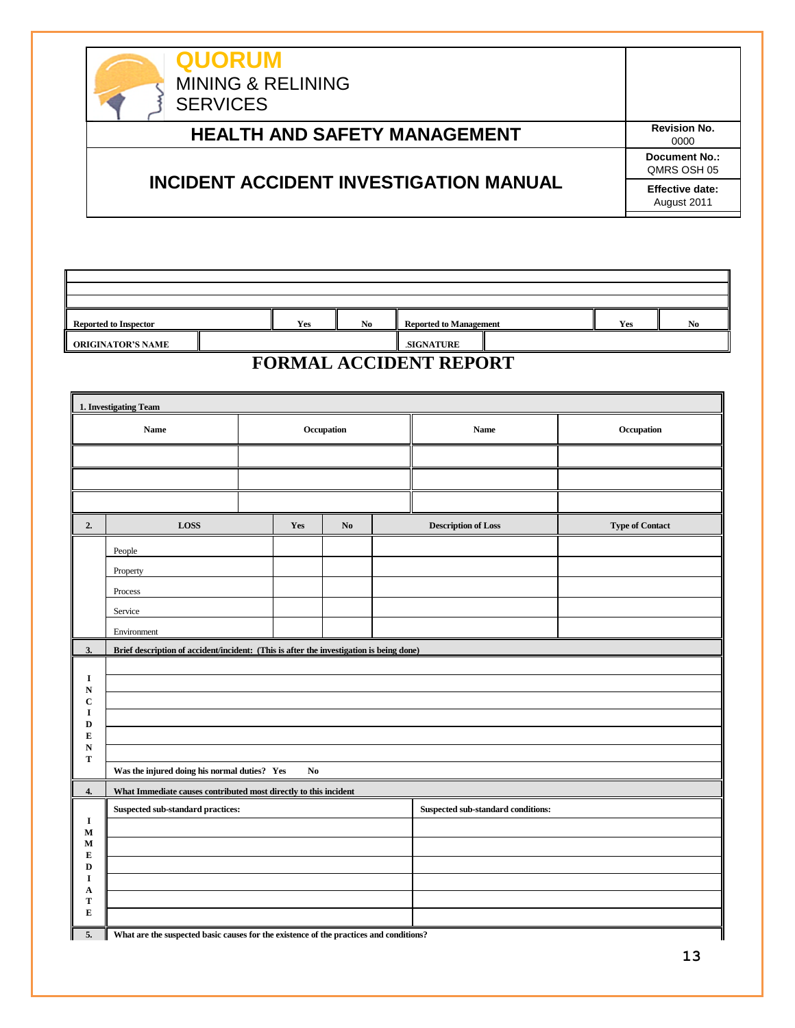| QUORUM MINING & RELINING SERVICES | |
|---|---|
| **HEALTH AND SAFETY MANAGEMENT** | **Revision No.** 0000 |
| **INCIDENT ACCIDENT INVESTIGATION MANUAL** | **Document No.:** QMRS OSH 05 |
| | **Effective date:** August 2011 |

| | | | | | |
|---|---|---|---|---|---|
| | | | | | |
| | | | | | |
| **Reported to Inspector** | **Yes** | **No** | **Reported to Management** | **Yes** | **No** |
| **ORIGINATOR'S NAME** | | | **.SIGNATURE** | | |

# FORMAL ACCIDENT REPORT

| **1. Investigating Team** | | | |
|---|---|---|---|
| **Name** | **Occupation** | **Name** | **Occupation** |
| | | | |
| | | | |
| | | | |

| **2.** | **LOSS** | **Yes** | **No** | **Description of Loss** | **Type of Contact** |
|---|---|---|---|---|---|
| | People | | | | |
| | Property | | | | |
| | Process | | | | |
| | Service | | | | |
| | Environment | | | | |

| **3.** | **Brief description of accident/incident: (This is after the investigation is being done)** |
|---|---|
| **INCIDENT** | |
| | |
| | |
| | |
| | |
| | |
| | **Was the injured doing his normal duties? Yes No** |

| **4.** | **What Immediate causes contributed most directly to this incident** | |
|---|---|---|
| **IMMEDIATE** | **Suspected sub-standard practices:** | **Suspected sub-standard conditions:** |
| | | |
| | | |
| | | |
| | | |
| | | |
| | | |

| **5.** | **What are the suspected basic causes for the existence of the practices and conditions?** |
|---|---|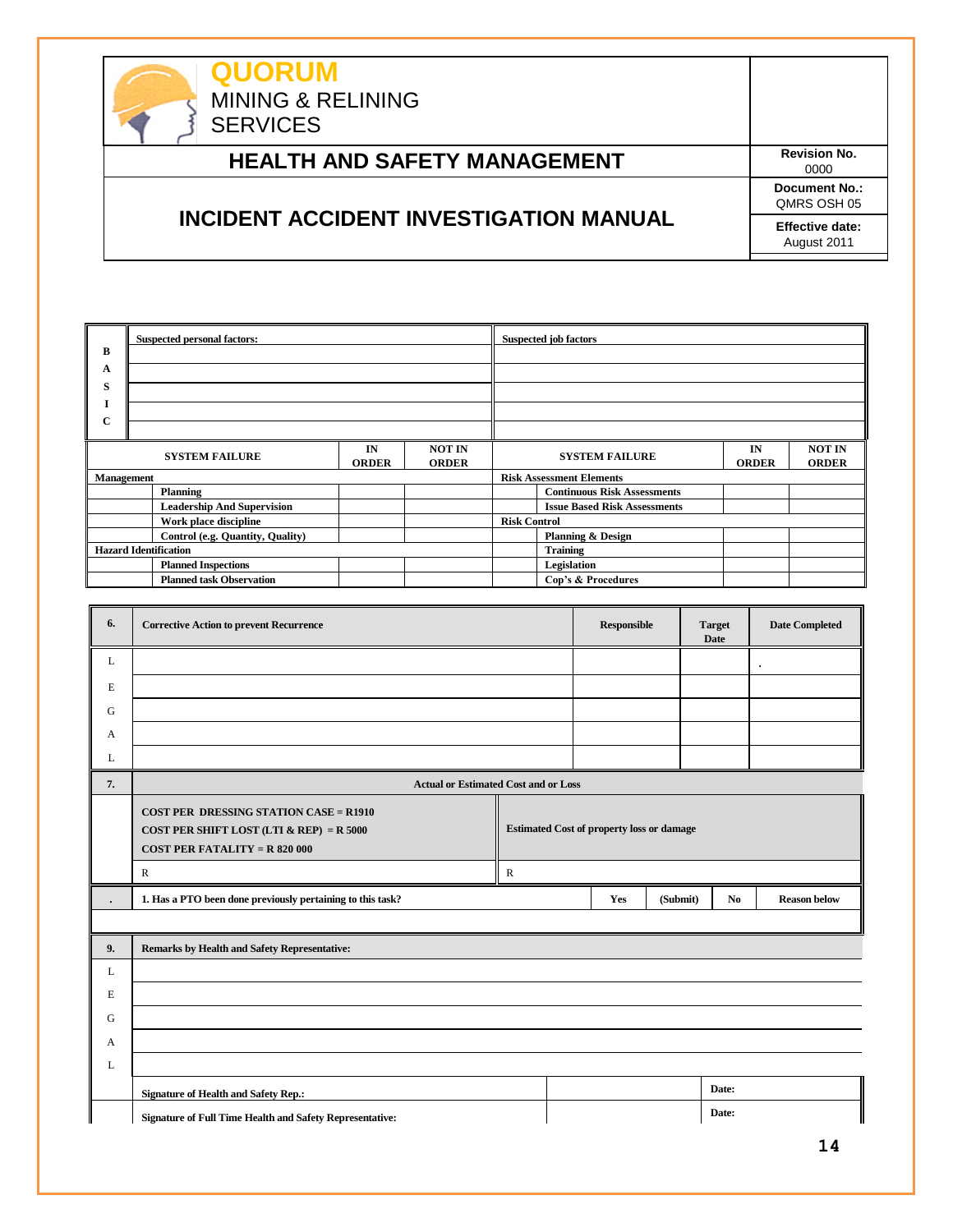QUORUM
MINING & RELINING SERVICES

## HEALTH AND SAFETY MANAGEMENT

## INCIDENT ACCIDENT INVESTIGATION MANUAL

| Revision No. | Document No.: | Effective date: |
|---|---|---|
| 0000 | QMRS OSH 05 | August 2011 |

| BASIC | Suspected personal factors: | Suspected job factors |
|---|---|---|
| | | |
| | | |
| | | |
| | | |

| SYSTEM FAILURE | | IN ORDER | NOT IN ORDER | SYSTEM FAILURE | | IN ORDER | NOT IN ORDER |
|---|---|---|---|---|---|---|---|
| Management | | | | Risk Assessment Elements | | | |
| | Planning | | | | Continuous Risk Assessments | | |
| | Leadership And Supervision | | | | Issue Based Risk Assessments | | |
| | Work place discipline | | | Risk Control | | | |
| | Control (e.g. Quantity, Quality) | | | | Planning & Design | | |
| Hazard Identification | | | | | Training | | |
| | Planned Inspections | | | | Legislation | | |
| | Planned task Observation | | | | Cop's & Procedures | | |

| 6. | Corrective Action to prevent Recurrence | Responsible | Target Date | Date Completed |
|---|---|---|---|---|
| L | | | | . |
| E | | | | |
| G | | | | |
| A | | | | |
| L | | | | |

| 7. | Actual or Estimated Cost and or Loss | |
|---|---|---|
| | COST PER DRESSING STATION CASE = R1910<br>COST PER SHIFT LOST (LTI & REP) = R 5000<br>COST PER FATALITY = R 820 000 | Estimated Cost of property loss or damage |
| | R | R |

| . | 1. Has a PTO been done previously pertaining to this task? | Yes | (Submit) | No | Reason below |
|---|---|---|---|---|---|
| | | | | | |

| 9. | Remarks by Health and Safety Representative: | | |
|---|---|---|---|
| L | | | |
| E | | | |
| G | | | |
| A | | | |
| L | | | |
| | Signature of Health and Safety Rep.: | | Date: |
| | Signature of Full Time Health and Safety Representative: | | Date: |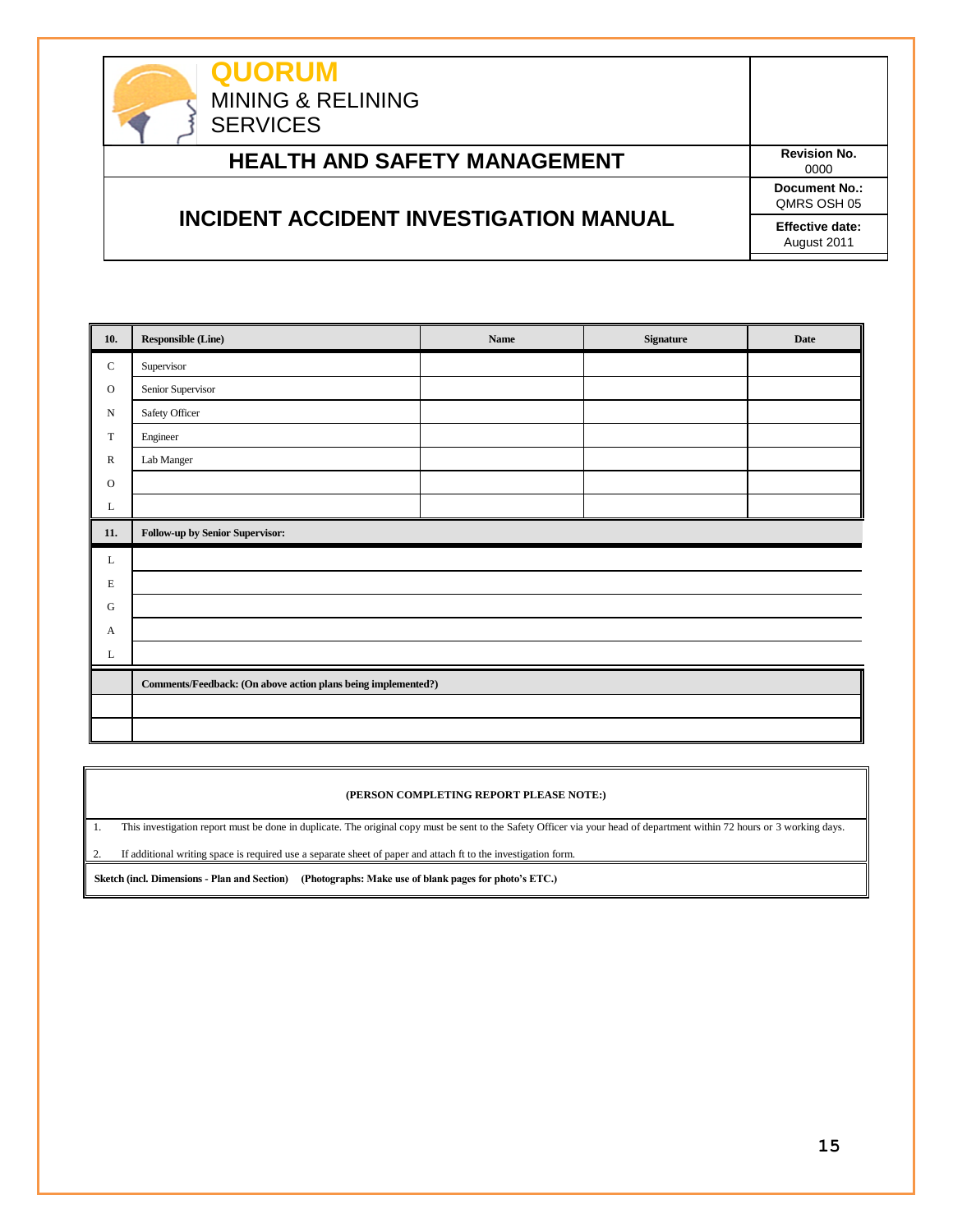| | | |
|---|---|---|
| **QUORUM** MINING & RELINING SERVICES | | |
| **HEALTH AND SAFETY MANAGEMENT** | **Revision No.** 0000 | |
| **INCIDENT ACCIDENT INVESTIGATION MANUAL** | **Document No.:** QMRS OSH 05 | |
| | **Effective date:** August 2011 | |

| **10.** | **Responsible (Line)** | **Name** | **Signature** | **Date** |
|---|---|---|---|---|
| C | Supervisor | | | |
| O | Senior Supervisor | | | |
| N | Safety Officer | | | |
| T | Engineer | | | |
| R | Lab Manger | | | |
| O | | | | |
| L | | | | |

| **11.** | **Follow-up by Senior Supervisor:** |
|---|---|
| L | |
| E | |
| G | |
| A | |
| L | |
| | **Comments/Feedback: (On above action plans being implemented?)** |
| | |
| | |

**(PERSON COMPLETING REPORT PLEASE NOTE:)**

1. This investigation report must be done in duplicate. The original copy must be sent to the Safety Officer via your head of department within 72 hours or 3 working days.
2. If additional writing space is required use a separate sheet of paper and attach ft to the investigation form.

**Sketch (incl. Dimensions - Plan and Section) (Photographs: Make use of blank pages for photo's ETC.)**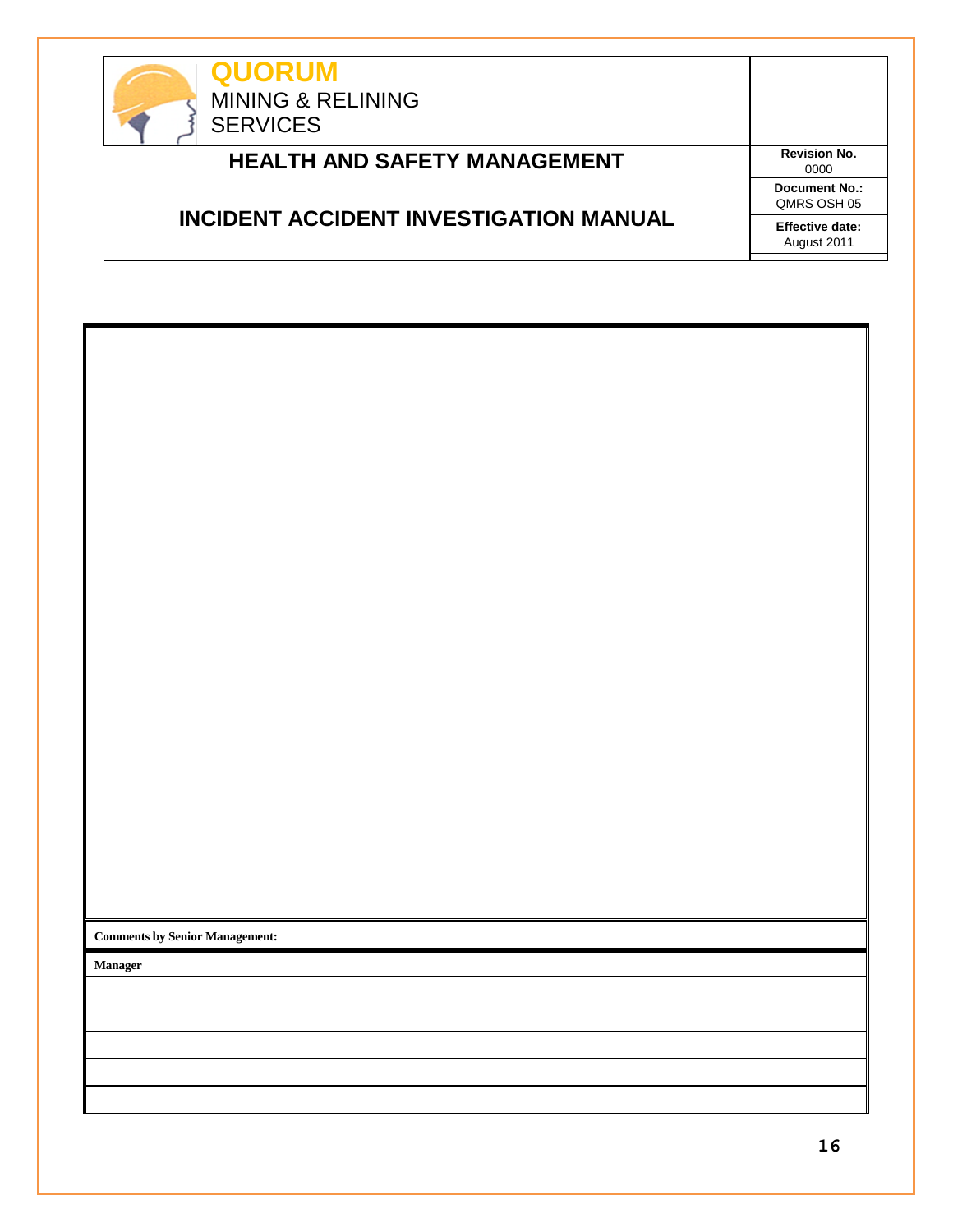| QUORUM MINING & RELINING SERVICES | |
|---|---|
| **HEALTH AND SAFETY MANAGEMENT** | **Revision No.** 0000 |
| **INCIDENT ACCIDENT INVESTIGATION MANUAL** | **Document No.:** QMRS OSH 05 |
| | **Effective date:** August 2011 |

| |
|---|
| |
| **Comments by Senior Management:** |
| **Manager** |
| |
| |
| |
| |
| |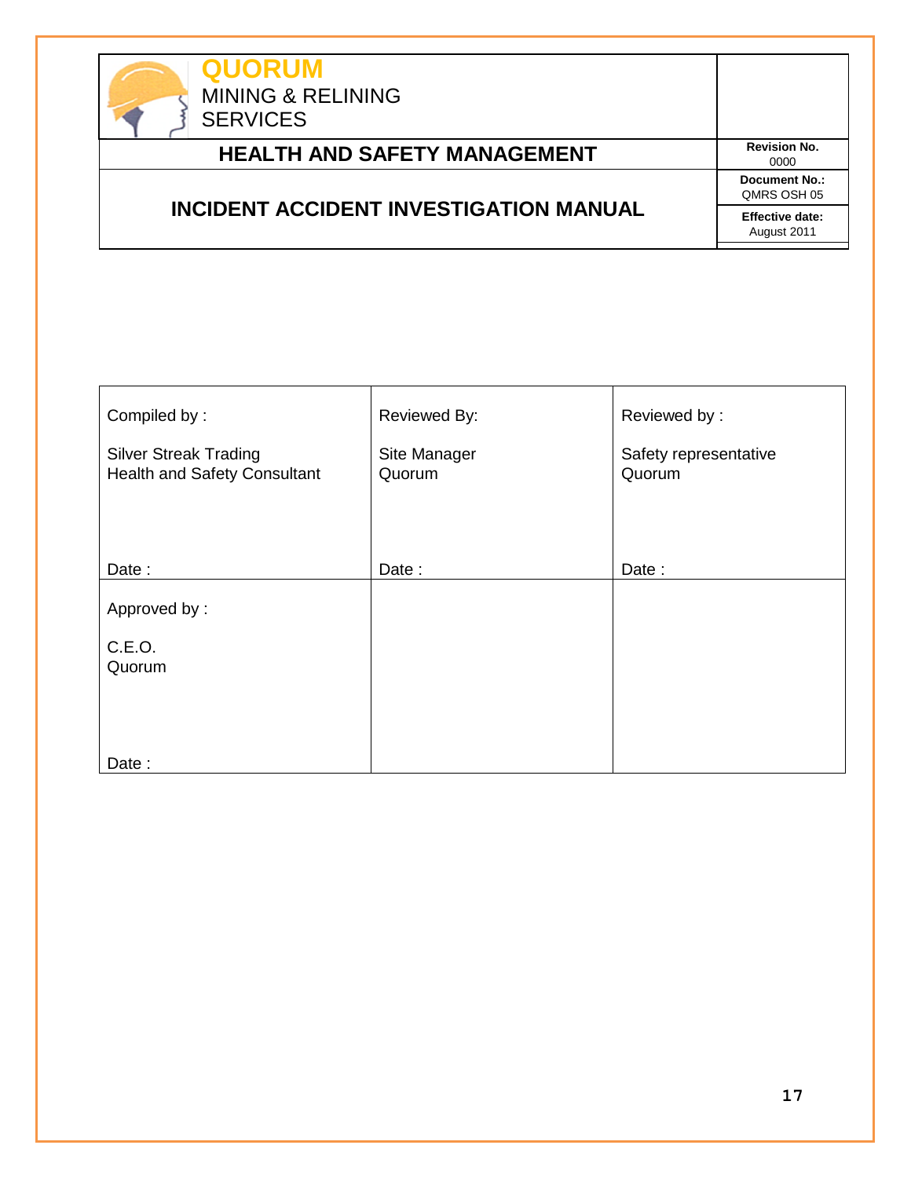| | |
|---|---|
| **QUORUM** MINING & RELINING SERVICES | |
| **HEALTH AND SAFETY MANAGEMENT** | **Revision No.** 0000 |
| **INCIDENT ACCIDENT INVESTIGATION MANUAL** | **Document No.:** QMRS OSH 05 |
| | **Effective date:** August 2011 |

| | | |
|---|---|---|
| Compiled by :<br><br>Silver Streak Trading<br>Health and Safety Consultant<br><br>Date : | Reviewed By:<br><br>Site Manager<br>Quorum<br><br>Date : | Reviewed by :<br><br>Safety representative<br>Quorum<br><br>Date : |
| Approved by :<br><br>C.E.O.<br>Quorum<br><br>Date : | | |